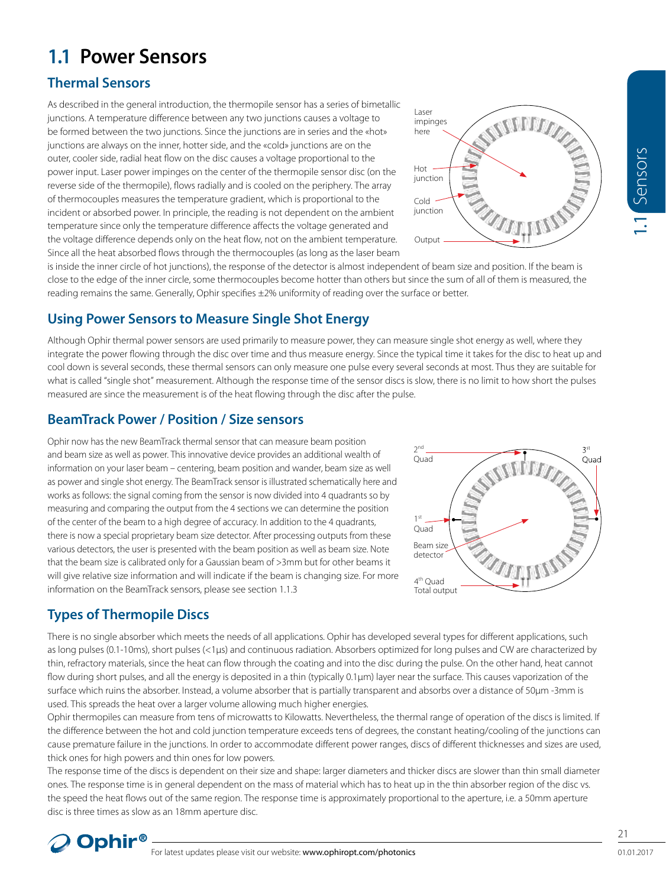# 1.1 Power Sensors

## Thermal Sensors

As described in the general introduction, the thermopile sensor has a series of bimetallic junctions. A temperature difference between any two junctions causes a voltage to be formed between the two junctions. Since the junctions are in series and the «hot» junctions are always on the inner, hotter side, and the «cold» junctions are on the outer, cooler side, radial heat flow on the disc causes a voltage proportional to the power input. Laser power impinges on the center of the thermopile sensor disc (on the reverse side of the thermopile), flows radially and is cooled on the periphery. The array of thermocouples measures the temperature gradient, which is proportional to the incident or absorbed power. In principle, the reading is not dependent on the ambient temperature since only the temperature difference affects the voltage generated and the voltage difference depends only on the heat flow, not on the ambient temperature. Since all the heat absorbed flows through the thermocouples (as long as the laser beam is inside the inner circle of hot junctions), the response of the detector is almost independent of beam size and position. If the beam is close to the edge of the inner circle, some thermocouples become hotter than others but since the sum of all of them is measured, the reading remains the same. Generally, Ophir specifies ±2% uniformity of reading over the surface or better.

## Using Power Sensors to Measure Single Shot Energy

Although Ophir thermal power sensors are used primarily to measure power, they can measure single shot energy as well, where they integrate the power flowing through the disc over time and thus measure energy. Since the typical time it takes for the disc to heat up and cool down is several seconds, these thermal sensors can only measure one pulse every several seconds at most. Thus they are suitable for what is called "single shot" measurement. Although the response time of the sensor discs is slow, there is no limit to how short the pulses measured are since the measurement is of the heat flowing through the disc after the pulse.

## BeamTrack Power / Position / Size sensors

Ophir now has the new BeamTrack thermal sensor that can measure beam position and beam size as well as power. This innovative device provides an additional wealth of information on your laser beam – centering, beam position and wander, beam size as well as power and single shot energy. The BeamTrack sensor is illustrated schematically here and works as follows: the signal coming from the sensor is now divided into 4 quadrants so by measuring and comparing the output from the 4 sections we can determine the position of the center of the beam to a high degree of accuracy. In addition to the 4 quadrants, there is now a special proprietary beam size detector. After processing outputs from these various detectors, the user is presented with the beam position as well as beam size. Note that the beam size is calibrated only for a Gaussian beam of >3mm but for other beams it will give relative size information and will indicate if the beam is changing size. For more information on the BeamTrack sensors, please see section 1.1.3

## Types of Thermopile Discs

There is no single absorber which meets the needs of all applications. Ophir has developed several types for different applications, such as long pulses (0.1-10ms), short pulses (<1µs) and continuous radiation. Absorbers optimized for long pulses and CW are characterized by thin, refractory materials, since the heat can flow through the coating and into the disc during the pulse. On the other hand, heat cannot flow during short pulses, and all the energy is deposited in a thin (typically 0.1µm) layer near the surface. This causes vaporization of the surface which ruins the absorber. Instead, a volume absorber that is partially transparent and absorbs over a distance of 50µm -3mm is used. This spreads the heat over a larger volume allowing much higher energies.

Ophir thermopiles can measure from tens of microwatts to Kilowatts. Nevertheless, the thermal range of operation of the discs is limited. If the difference between the hot and cold junction temperature exceeds tens of degrees, the constant heating/cooling of the junctions can cause premature failure in the junctions. In order to accommodate different power ranges, discs of different thicknesses and sizes are used, thick ones for high powers and thin ones for low powers.

The response time of the discs is dependent on their size and shape: larger diameters and thicker discs are slower than thin small diameter ones. The response time is in general dependent on the mass of material which has to heat up in the thin absorber region of the disc vs. the speed the heat flows out of the same region. The response time is approximately proportional to the aperture, i.e. a 50mm aperture disc is three times as slow as an 18mm aperture disc.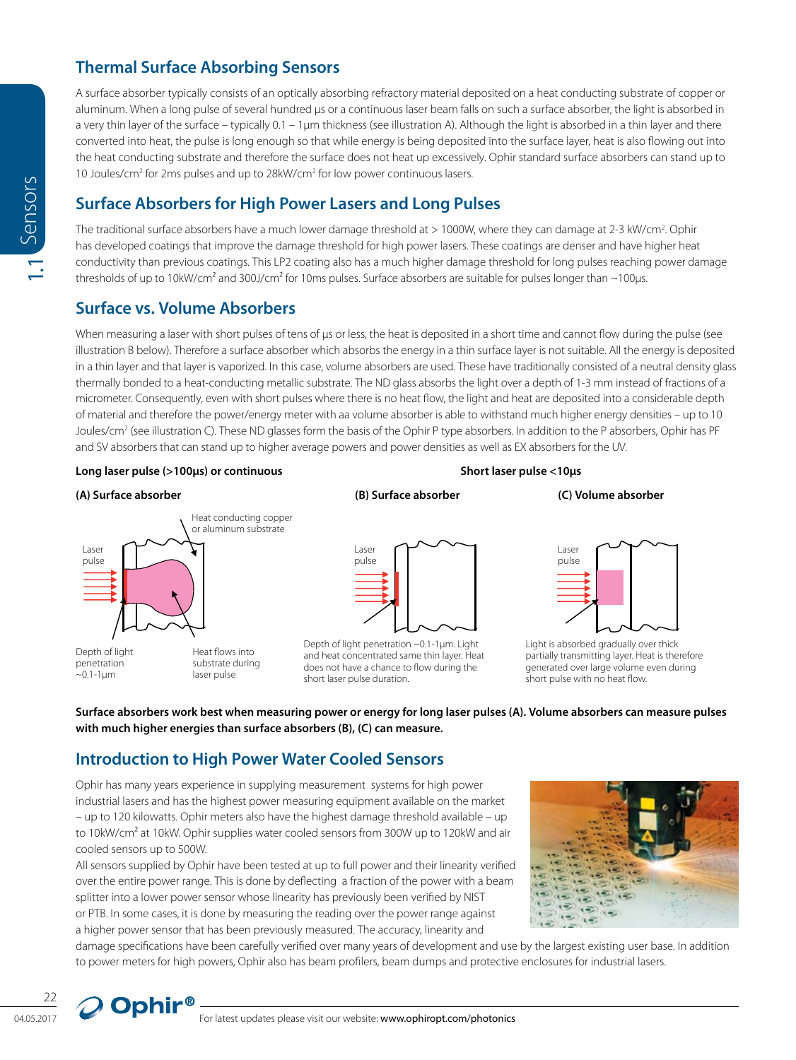## Thermal Surface Absorbing Sensors

A surface absorber typically consists of an optically absorbing refractory material deposited on a heat conducting substrate of copper or aluminum. When a long pulse of several hundred µs or a continuous laser beam falls on such a surface absorber, the light is absorbed in a very thin layer of the surface – typically 0.1 – 1µm thickness (see illustration A). Although the light is absorbed in a thin layer and there converted into heat, the pulse is long enough so that while energy is being deposited into the surface layer, heat is also flowing out into the heat conducting substrate and therefore the surface does not heat up excessively. Ophir standard surface absorbers can stand up to 10 Joules/cm$^2$ for 2ms pulses and up to 28kW/cm$^2$ for low power continuous lasers.

## Surface Absorbers for High Power Lasers and Long Pulses

The traditional surface absorbers have a much lower damage threshold at > 1000W, where they can damage at 2-3 kW/cm$^2$. Ophir has developed coatings that improve the damage threshold for high power lasers. These coatings are denser and have higher heat conductivity than previous coatings. This LP2 coating also has a much higher damage threshold for long pulses reaching power damage thresholds of up to 10kW/cm$^2$ and 300J/cm$^2$ for 10ms pulses. Surface absorbers are suitable for pulses longer than ~100µs.

## Surface vs. Volume Absorbers

When measuring a laser with short pulses of tens of µs or less, the heat is deposited in a short time and cannot flow during the pulse (see illustration B below). Therefore a surface absorber which absorbs the energy in a thin surface layer is not suitable. All the energy is deposited in a thin layer and that layer is vaporized. In this case, volume absorbers are used. These have traditionally consisted of a neutral density glass thermally bonded to a heat-conducting metallic substrate. The ND glass absorbs the light over a depth of 1-3 mm instead of fractions of a micrometer. Consequently, even with short pulses where there is no heat flow, the light and heat are deposited into a considerable depth of material and therefore the power/energy meter with aa volume absorber is able to withstand much higher energy densities – up to 10 Joules/cm$^2$ (see illustration C). These ND glasses form the basis of the Ophir P type absorbers. In addition to the P absorbers, Ophir has PF and SV absorbers that can stand up to higher average powers and power densities as well as EX absorbers for the UV.

**Long laser pulse (>100µs) or continuous**

**(A) Surface absorber**

Heat conducting copper or aluminum substrate

Laser pulse

Depth of light penetration ~0.1-1µm

Heat flows into substrate during laser pulse

**Short laser pulse <10µs**

**(B) Surface absorber**

Laser pulse

Depth of light penetration ~0.1-1µm. Light and heat concentrated same thin layer. Heat does not have a chance to flow during the short laser pulse duration.

**(C) Volume absorber**

Laser pulse

Light is absorbed gradually over thick partially transmitting layer. Heat is therefore generated over large volume even during short pulse with no heat flow.

**Surface absorbers work best when measuring power or energy for long laser pulses (A). Volume absorbers can measure pulses with much higher energies than surface absorbers (B), (C) can measure.**

## Introduction to High Power Water Cooled Sensors

Ophir has many years experience in supplying measurement systems for high power industrial lasers and has the highest power measuring equipment available on the market – up to 120 kilowatts. Ophir meters also have the highest damage threshold available – up to 10kW/cm$^2$ at 10kW. Ophir supplies water cooled sensors from 300W up to 120kW and air cooled sensors up to 500W.

All sensors supplied by Ophir have been tested at up to full power and their linearity verified over the entire power range. This is done by deflecting a fraction of the power with a beam splitter into a lower power sensor whose linearity has previously been verified by NIST or PTB. In some cases, it is done by measuring the reading over the power range against a higher power sensor that has been previously measured. The accuracy, linearity and damage specifications have been carefully verified over many years of development and use by the largest existing user base. In addition to power meters for high powers, Ophir also has beam profilers, beam dumps and protective enclosures for industrial lasers.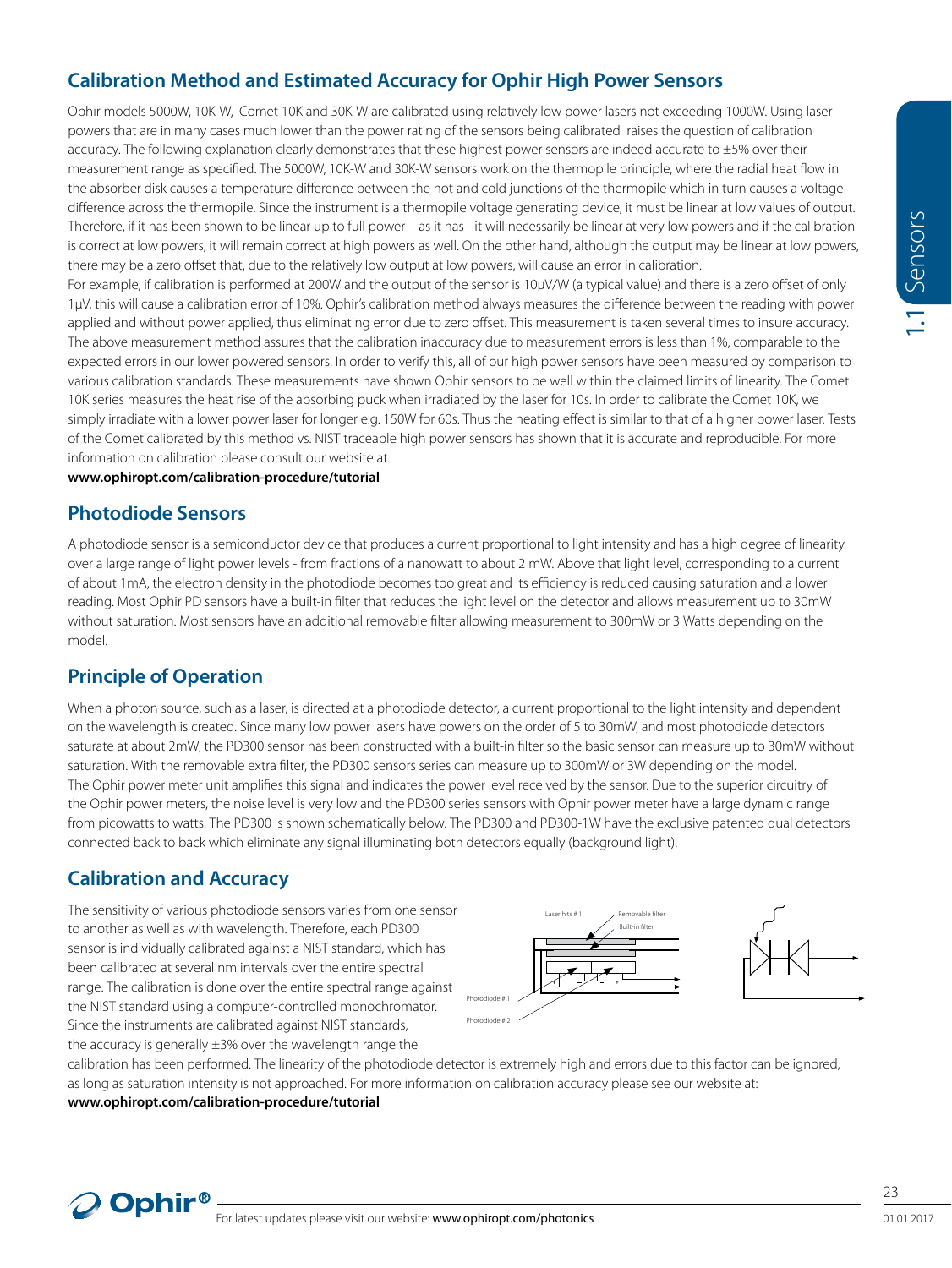## Calibration Method and Estimated Accuracy for Ophir High Power Sensors

Ophir models 5000W, 10K-W, Comet 10K and 30K-W are calibrated using relatively low power lasers not exceeding 1000W. Using laser powers that are in many cases much lower than the power rating of the sensors being calibrated raises the question of calibration accuracy. The following explanation clearly demonstrates that these highest power sensors are indeed accurate to ±5% over their measurement range as specified. The 5000W, 10K-W and 30K-W sensors work on the thermopile principle, where the radial heat flow in the absorber disk causes a temperature difference between the hot and cold junctions of the thermopile which in turn causes a voltage difference across the thermopile. Since the instrument is a thermopile voltage generating device, it must be linear at low values of output. Therefore, if it has been shown to be linear up to full power – as it has - it will necessarily be linear at very low powers and if the calibration is correct at low powers, it will remain correct at high powers as well. On the other hand, although the output may be linear at low powers, there may be a zero offset that, due to the relatively low output at low powers, will cause an error in calibration.

For example, if calibration is performed at 200W and the output of the sensor is 10μV/W (a typical value) and there is a zero offset of only 1μV, this will cause a calibration error of 10%. Ophir's calibration method always measures the difference between the reading with power applied and without power applied, thus eliminating error due to zero offset. This measurement is taken several times to insure accuracy. The above measurement method assures that the calibration inaccuracy due to measurement errors is less than 1%, comparable to the expected errors in our lower powered sensors. In order to verify this, all of our high power sensors have been measured by comparison to various calibration standards. These measurements have shown Ophir sensors to be well within the claimed limits of linearity. The Comet 10K series measures the heat rise of the absorbing puck when irradiated by the laser for 10s. In order to calibrate the Comet 10K, we simply irradiate with a lower power laser for longer e.g. 150W for 60s. Thus the heating effect is similar to that of a higher power laser. Tests of the Comet calibrated by this method vs. NIST traceable high power sensors has shown that it is accurate and reproducible. For more information on calibration please consult our website at

**www.ophiropt.com/calibration-procedure/tutorial**

## Photodiode Sensors

A photodiode sensor is a semiconductor device that produces a current proportional to light intensity and has a high degree of linearity over a large range of light power levels - from fractions of a nanowatt to about 2 mW. Above that light level, corresponding to a current of about 1mA, the electron density in the photodiode becomes too great and its efficiency is reduced causing saturation and a lower reading. Most Ophir PD sensors have a built-in filter that reduces the light level on the detector and allows measurement up to 30mW without saturation. Most sensors have an additional removable filter allowing measurement to 300mW or 3 Watts depending on the model.

## Principle of Operation

When a photon source, such as a laser, is directed at a photodiode detector, a current proportional to the light intensity and dependent on the wavelength is created. Since many low power lasers have powers on the order of 5 to 30mW, and most photodiode detectors saturate at about 2mW, the PD300 sensor has been constructed with a built-in filter so the basic sensor can measure up to 30mW without saturation. With the removable extra filter, the PD300 sensors series can measure up to 300mW or 3W depending on the model.

The Ophir power meter unit amplifies this signal and indicates the power level received by the sensor. Due to the superior circuitry of the Ophir power meters, the noise level is very low and the PD300 series sensors with Ophir power meter have a large dynamic range from picowatts to watts. The PD300 is shown schematically below. The PD300 and PD300-1W have the exclusive patented dual detectors connected back to back which eliminate any signal illuminating both detectors equally (background light).

## Calibration and Accuracy

The sensitivity of various photodiode sensors varies from one sensor to another as well as with wavelength. Therefore, each PD300 sensor is individually calibrated against a NIST standard, which has been calibrated at several nm intervals over the entire spectral range. The calibration is done over the entire spectral range against the NIST standard using a computer-controlled monochromator. Since the instruments are calibrated against NIST standards, the accuracy is generally ±3% over the wavelength range the calibration has been performed. The linearity of the photodiode detector is extremely high and errors due to this factor can be ignored, as long as saturation intensity is not approached. For more information on calibration accuracy please see our website at:

Laser hits # 1
Removable filter
Built-in filter
Photodiode # 1
Photodiode # 2

**www.ophiropt.com/calibration-procedure/tutorial**